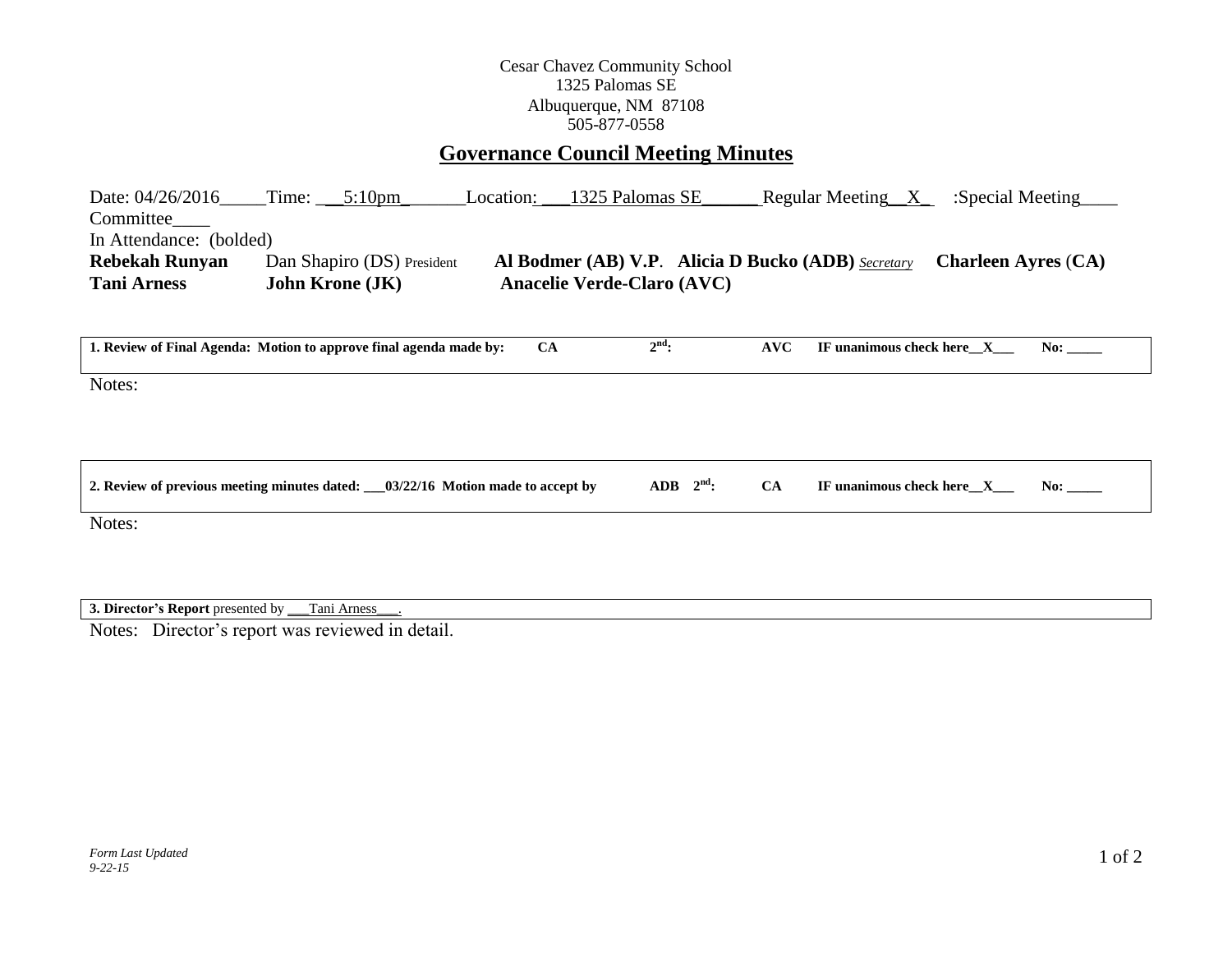Cesar Chavez Community School
1325 Palomas SE
Albuquerque, NM 87108
505-877-0558

# Governance Council Meeting Minutes

Date: 04/26/2016_____Time: ___5:10pm_______Location: ___1325 Palomas SE______ Regular Meeting__X_ :Special Meeting____ Committee____

In Attendance: (bolded)

**Rebekah Runyan** Dan Shapiro (DS) President **Al Bodmer (AB) V.P**. **Alicia D Bucko (ADB)** *Secretary* **Charleen Ayres (CA)**
**Tani Arness** **John Krone (JK)** **Anacelie Verde-Claro (AVC)**

**1. Review of Final Agenda: Motion to approve final agenda made by: CA 2nd: AVC IF unanimous check here__X___ No: _____**

Notes:

**2. Review of previous meeting minutes dated: ___03/22/16 Motion made to accept by ADB 2nd: CA IF unanimous check here__X___ No: _____**

Notes:

**3. Director's Report** presented by ___Tani Arness___.

Notes: Director's report was reviewed in detail.

*Form Last Updated 9-22-15*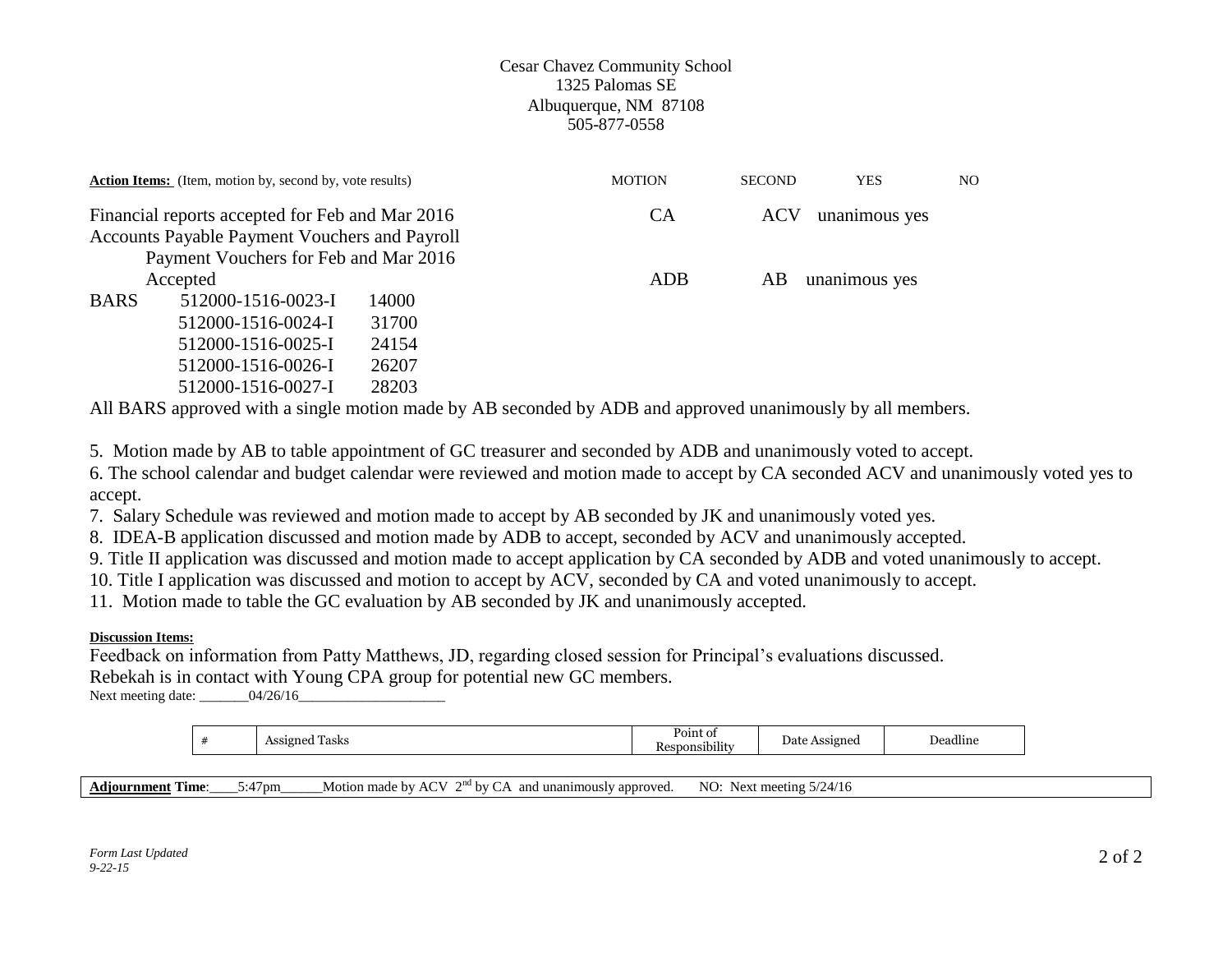Cesar Chavez Community School
1325 Palomas SE
Albuquerque, NM 87108
505-877-0558

| **Action Items:** (Item, motion by, second by, vote results) | MOTION | SECOND | YES | NO |
|---|---|---|---|---|
| Financial reports accepted for Feb and Mar 2016 | CA | ACV | unanimous yes | |
| Accounts Payable Payment Vouchers and Payroll Payment Vouchers for Feb and Mar 2016 Accepted | ADB | AB | unanimous yes | |

| BARS | | |
|---|---|---|
| | 512000-1516-0023-I | 14000 |
| | 512000-1516-0024-I | 31700 |
| | 512000-1516-0025-I | 24154 |
| | 512000-1516-0026-I | 26207 |
| | 512000-1516-0027-I | 28203 |

All BARS approved with a single motion made by AB seconded by ADB and approved unanimously by all members.

5. Motion made by AB to table appointment of GC treasurer and seconded by ADB and unanimously voted to accept.
6. The school calendar and budget calendar were reviewed and motion made to accept by CA seconded ACV and unanimously voted yes to accept.
7. Salary Schedule was reviewed and motion made to accept by AB seconded by JK and unanimously voted yes.
8. IDEA-B application discussed and motion made by ADB to accept, seconded by ACV and unanimously accepted.
9. Title II application was discussed and motion made to accept application by CA seconded by ADB and voted unanimously to accept.
10. Title I application was discussed and motion to accept by ACV, seconded by CA and voted unanimously to accept.
11. Motion made to table the GC evaluation by AB seconded by JK and unanimously accepted.

**Discussion Items:**

Feedback on information from Patty Matthews, JD, regarding closed session for Principal's evaluations discussed.
Rebekah is in contact with Young CPA group for potential new GC members.
Next meeting date: _______04/26/16____________________

| # | Assigned Tasks | Point of Responsibility | Date Assigned | Deadline |
|---|---|---|---|---|

**Adjournment Time**:____5:47pm______Motion made by ACV 2nd by CA and unanimously approved. NO: Next meeting 5/24/16

*Form Last Updated 9-22-15*